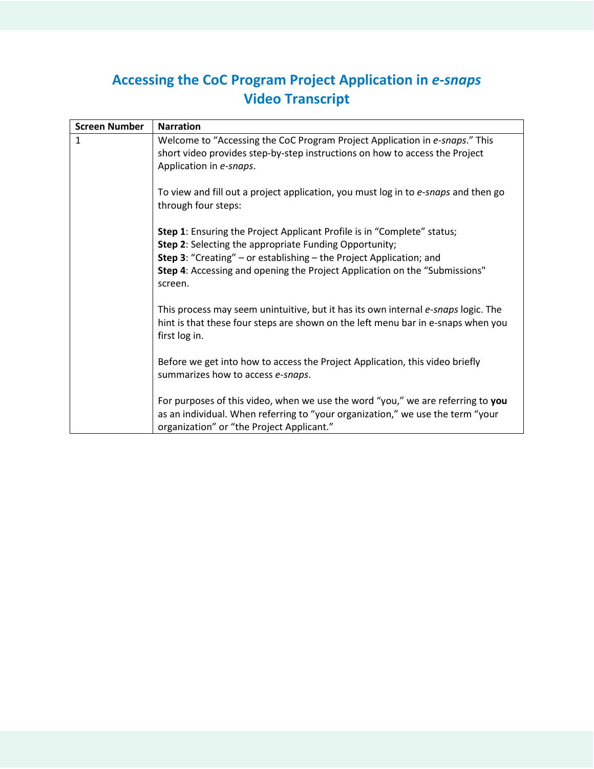# Accessing the CoC Program Project Application in *e-snaps*
## Video Transcript

| Screen Number | Narration |
| --- | --- |
| 1 | Welcome to "Accessing the CoC Program Project Application in *e-snaps*." This short video provides step-by-step instructions on how to access the Project Application in *e-snaps*.<br><br>To view and fill out a project application, you must log in to *e-snaps* and then go through four steps:<br><br>**Step 1**: Ensuring the Project Applicant Profile is in "Complete" status;<br>**Step 2**: Selecting the appropriate Funding Opportunity;<br>**Step 3**: "Creating" – or establishing – the Project Application; and<br>**Step 4**: Accessing and opening the Project Application on the "Submissions" screen.<br><br>This process may seem unintuitive, but it has its own internal *e-snaps* logic. The hint is that these four steps are shown on the left menu bar in e-snaps when you first log in.<br><br>Before we get into how to access the Project Application, this video briefly summarizes how to access *e-snaps*.<br><br>For purposes of this video, when we use the word "you," we are referring to **you** as an individual. When referring to "your organization," we use the term "your organization" or "the Project Applicant." |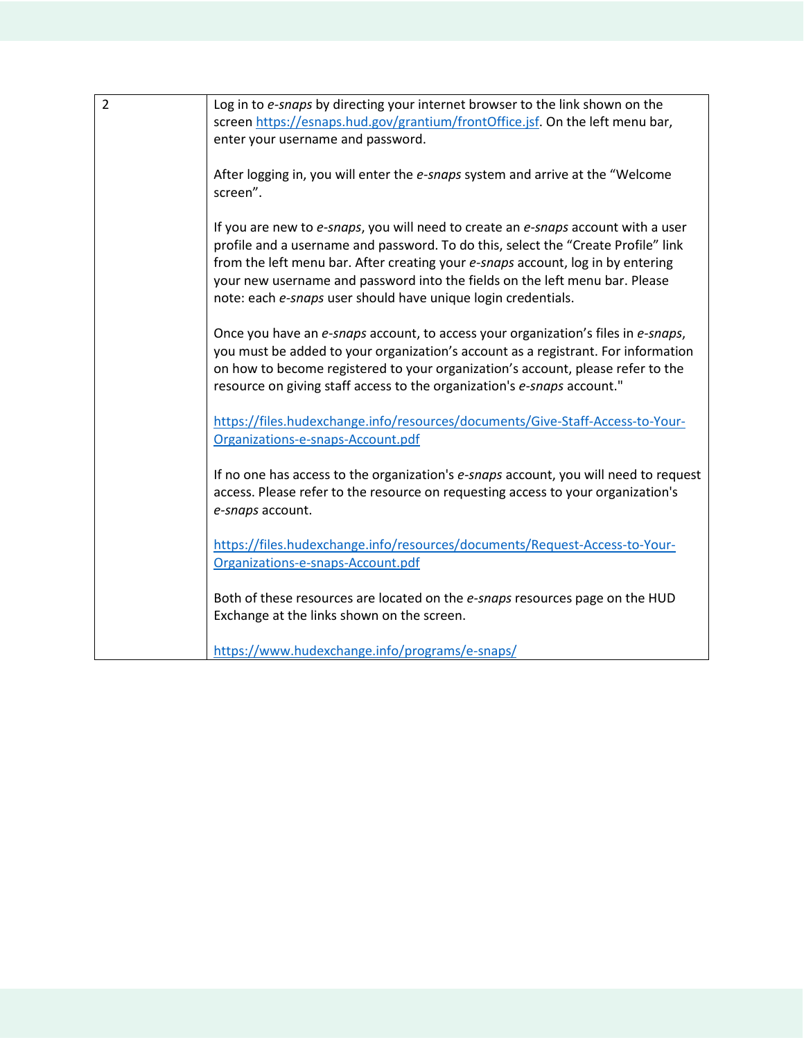| | |
|---|---|
| 2 | Log in to *e-snaps* by directing your internet browser to the link shown on the screen https://esnaps.hud.gov/grantium/frontOffice.jsf. On the left menu bar, enter your username and password.<br><br>After logging in, you will enter the *e-snaps* system and arrive at the "Welcome screen".<br><br>If you are new to *e-snaps*, you will need to create an *e-snaps* account with a user profile and a username and password. To do this, select the "Create Profile" link from the left menu bar. After creating your *e-snaps* account, log in by entering your new username and password into the fields on the left menu bar. Please note: each *e-snaps* user should have unique login credentials.<br><br>Once you have an *e-snaps* account, to access your organization's files in *e-snaps*, you must be added to your organization's account as a registrant. For information on how to become registered to your organization's account, please refer to the resource on giving staff access to the organization's *e-snaps* account."<br><br>https://files.hudexchange.info/resources/documents/Give-Staff-Access-to-Your-Organizations-e-snaps-Account.pdf<br><br>If no one has access to the organization's *e-snaps* account, you will need to request access. Please refer to the resource on requesting access to your organization's *e-snaps* account.<br><br>https://files.hudexchange.info/resources/documents/Request-Access-to-Your-Organizations-e-snaps-Account.pdf<br><br>Both of these resources are located on the *e-snaps* resources page on the HUD Exchange at the links shown on the screen.<br><br>https://www.hudexchange.info/programs/e-snaps/ |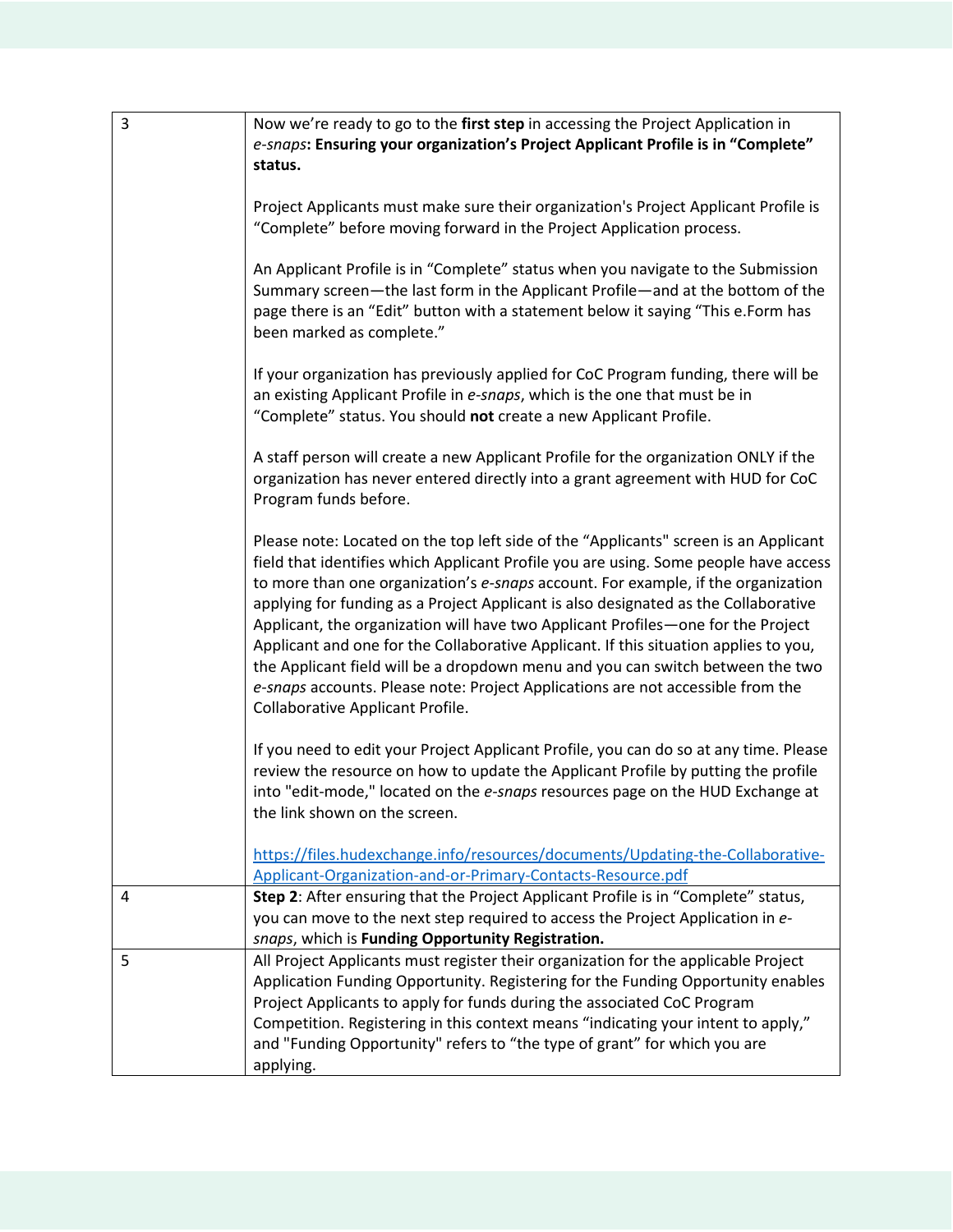| | |
|---|---|
| 3 | Now we're ready to go to the **first step** in accessing the Project Application in *e-snaps***: Ensuring your organization's Project Applicant Profile is in "Complete" status.**<br><br>Project Applicants must make sure their organization's Project Applicant Profile is "Complete" before moving forward in the Project Application process.<br><br>An Applicant Profile is in "Complete" status when you navigate to the Submission Summary screen—the last form in the Applicant Profile—and at the bottom of the page there is an "Edit" button with a statement below it saying "This e.Form has been marked as complete."<br><br>If your organization has previously applied for CoC Program funding, there will be an existing Applicant Profile in *e-snaps*, which is the one that must be in "Complete" status. You should **not** create a new Applicant Profile.<br><br>A staff person will create a new Applicant Profile for the organization ONLY if the organization has never entered directly into a grant agreement with HUD for CoC Program funds before.<br><br>Please note: Located on the top left side of the "Applicants" screen is an Applicant field that identifies which Applicant Profile you are using. Some people have access to more than one organization's *e-snaps* account. For example, if the organization applying for funding as a Project Applicant is also designated as the Collaborative Applicant, the organization will have two Applicant Profiles—one for the Project Applicant and one for the Collaborative Applicant. If this situation applies to you, the Applicant field will be a dropdown menu and you can switch between the two *e-snaps* accounts. Please note: Project Applications are not accessible from the Collaborative Applicant Profile.<br><br>If you need to edit your Project Applicant Profile, you can do so at any time. Please review the resource on how to update the Applicant Profile by putting the profile into "edit-mode," located on the *e-snaps* resources page on the HUD Exchange at the link shown on the screen.<br><br>https://files.hudexchange.info/resources/documents/Updating-the-Collaborative-Applicant-Organization-and-or-Primary-Contacts-Resource.pdf |
| 4 | **Step 2**: After ensuring that the Project Applicant Profile is in "Complete" status, you can move to the next step required to access the Project Application in *e-snaps*, which is **Funding Opportunity Registration.** |
| 5 | All Project Applicants must register their organization for the applicable Project Application Funding Opportunity. Registering for the Funding Opportunity enables Project Applicants to apply for funds during the associated CoC Program Competition. Registering in this context means "indicating your intent to apply," and "Funding Opportunity" refers to "the type of grant" for which you are applying. |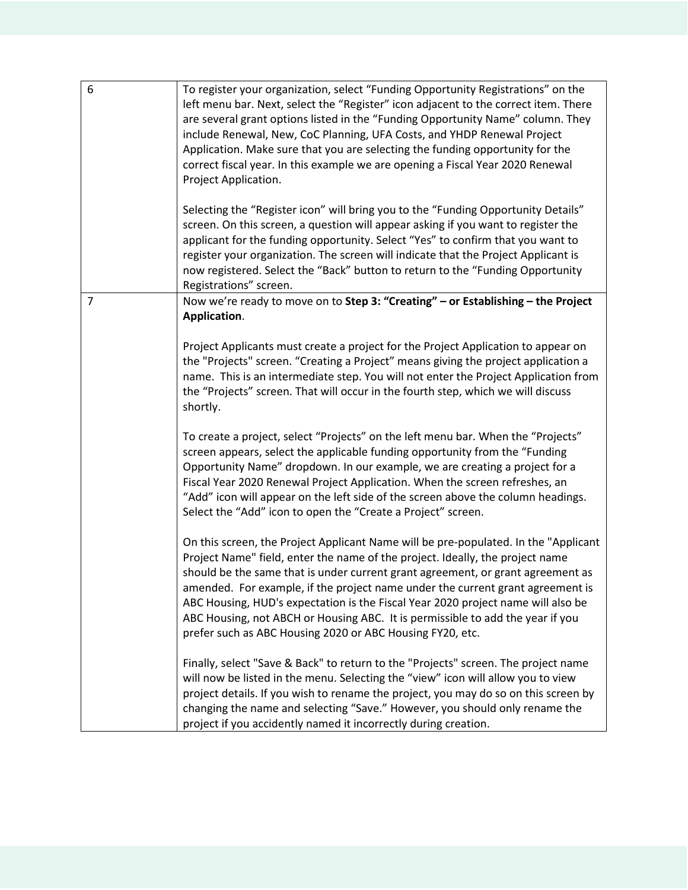| | |
|---|---|
| 6 | To register your organization, select “Funding Opportunity Registrations” on the left menu bar. Next, select the “Register” icon adjacent to the correct item. There are several grant options listed in the “Funding Opportunity Name” column. They include Renewal, New, CoC Planning, UFA Costs, and YHDP Renewal Project Application. Make sure that you are selecting the funding opportunity for the correct fiscal year. In this example we are opening a Fiscal Year 2020 Renewal Project Application.<br><br>Selecting the “Register icon” will bring you to the “Funding Opportunity Details” screen. On this screen, a question will appear asking if you want to register the applicant for the funding opportunity. Select “Yes” to confirm that you want to register your organization. The screen will indicate that the Project Applicant is now registered. Select the “Back” button to return to the “Funding Opportunity Registrations” screen. |
| 7 | Now we’re ready to move on to **Step 3: “Creating” – or Establishing – the Project Application**.<br><br>Project Applicants must create a project for the Project Application to appear on the "Projects" screen. “Creating a Project” means giving the project application a name. This is an intermediate step. You will not enter the Project Application from the “Projects” screen. That will occur in the fourth step, which we will discuss shortly.<br><br>To create a project, select “Projects” on the left menu bar. When the “Projects” screen appears, select the applicable funding opportunity from the “Funding Opportunity Name” dropdown. In our example, we are creating a project for a Fiscal Year 2020 Renewal Project Application. When the screen refreshes, an “Add” icon will appear on the left side of the screen above the column headings. Select the “Add” icon to open the “Create a Project” screen.<br><br>On this screen, the Project Applicant Name will be pre-populated. In the "Applicant Project Name" field, enter the name of the project. Ideally, the project name should be the same that is under current grant agreement, or grant agreement as amended. For example, if the project name under the current grant agreement is ABC Housing, HUD's expectation is the Fiscal Year 2020 project name will also be ABC Housing, not ABCH or Housing ABC. It is permissible to add the year if you prefer such as ABC Housing 2020 or ABC Housing FY20, etc.<br><br>Finally, select "Save & Back" to return to the "Projects" screen. The project name will now be listed in the menu. Selecting the “view” icon will allow you to view project details. If you wish to rename the project, you may do so on this screen by changing the name and selecting “Save.” However, you should only rename the project if you accidently named it incorrectly during creation. |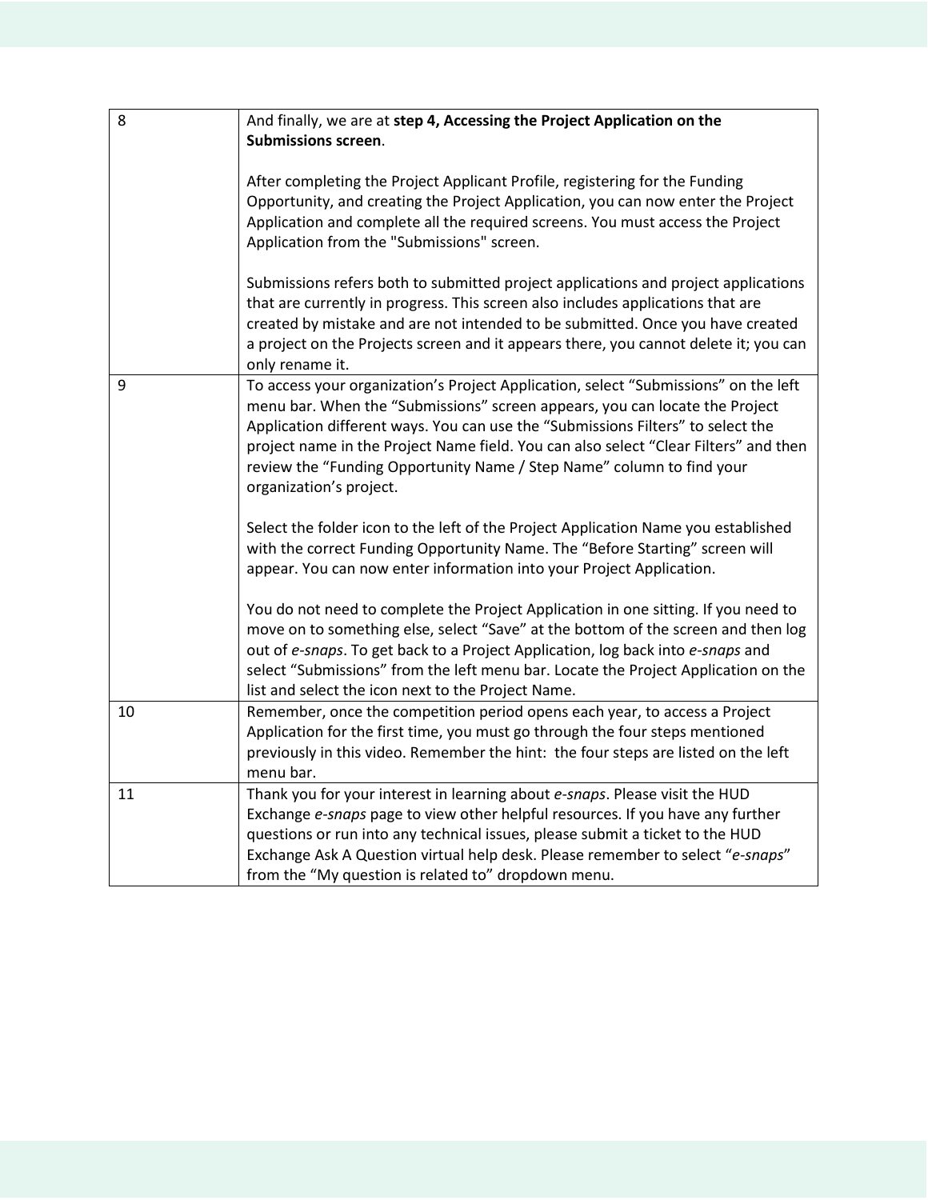| | |
|---|---|
| 8 | And finally, we are at **step 4, Accessing the Project Application on the Submissions screen**.<br><br>After completing the Project Applicant Profile, registering for the Funding Opportunity, and creating the Project Application, you can now enter the Project Application and complete all the required screens. You must access the Project Application from the "Submissions" screen.<br><br>Submissions refers both to submitted project applications and project applications that are currently in progress. This screen also includes applications that are created by mistake and are not intended to be submitted. Once you have created a project on the Projects screen and it appears there, you cannot delete it; you can only rename it. |
| 9 | To access your organization's Project Application, select "Submissions" on the left menu bar. When the "Submissions" screen appears, you can locate the Project Application different ways. You can use the "Submissions Filters" to select the project name in the Project Name field. You can also select "Clear Filters" and then review the "Funding Opportunity Name / Step Name" column to find your organization's project.<br><br>Select the folder icon to the left of the Project Application Name you established with the correct Funding Opportunity Name. The "Before Starting" screen will appear. You can now enter information into your Project Application.<br><br>You do not need to complete the Project Application in one sitting. If you need to move on to something else, select "Save" at the bottom of the screen and then log out of *e-snaps*. To get back to a Project Application, log back into *e-snaps* and select "Submissions" from the left menu bar. Locate the Project Application on the list and select the icon next to the Project Name. |
| 10 | Remember, once the competition period opens each year, to access a Project Application for the first time, you must go through the four steps mentioned previously in this video. Remember the hint: the four steps are listed on the left menu bar. |
| 11 | Thank you for your interest in learning about *e-snaps*. Please visit the HUD Exchange *e-snaps* page to view other helpful resources. If you have any further questions or run into any technical issues, please submit a ticket to the HUD Exchange Ask A Question virtual help desk. Please remember to select "*e-snaps*" from the "My question is related to" dropdown menu. |